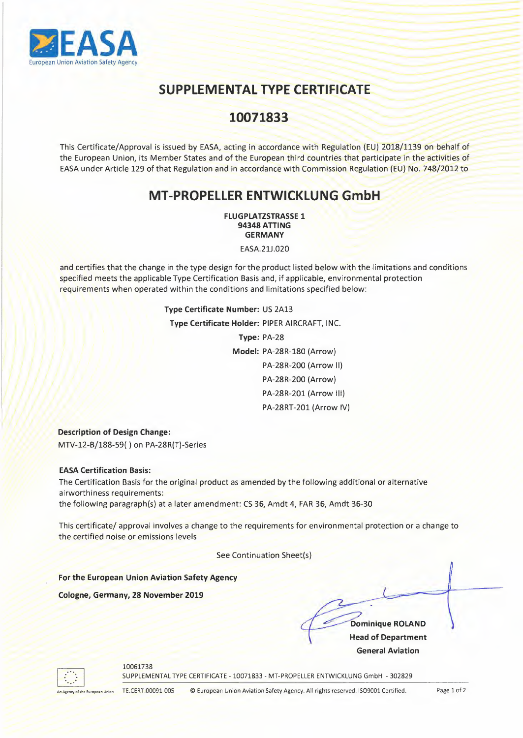EASA
European Union Aviation Safety Agency

# SUPPLEMENTAL TYPE CERTIFICATE

# 10071833

This Certificate/Approval is issued by EASA, acting in accordance with Regulation (EU) 2018/1139 on behalf of the European Union, its Member States and of the European third countries that participate in the activities of EASA under Article 129 of that Regulation and in accordance with Commission Regulation (EU) No. 748/2012 to

## MT-PROPELLER ENTWICKLUNG GmbH

**FLUGPLATZSTRASSE 1**
**94348 ATTING**
**GERMANY**

EASA.21J.020

and certifies that the change in the type design for the product listed below with the limitations and conditions specified meets the applicable Type Certification Basis and, if applicable, environmental protection requirements when operated within the conditions and limitations specified below:

**Type Certificate Number:** US 2A13

**Type Certificate Holder:** PIPER AIRCRAFT, INC.

**Type:** PA-28

**Model:** PA-28R-180 (Arrow)
PA-28R-200 (Arrow II)
PA-28R-200 (Arrow)
PA-28R-201 (Arrow III)
PA-28RT-201 (Arrow IV)

**Description of Design Change:**
MTV-12-B/188-59( ) on PA-28R(T)-Series

**EASA Certification Basis:**
The Certification Basis for the original product as amended by the following additional or alternative airworthiness requirements:
the following paragraph(s) at a later amendment: CS 36, Amdt 4, FAR 36, Amdt 36-30

This certificate/ approval involves a change to the requirements for environmental protection or a change to the certified noise or emissions levels

See Continuation Sheet(s)

**For the European Union Aviation Safety Agency**

**Cologne, Germany, 28 November 2019**

**Dominique ROLAND**
**Head of Department**
**General Aviation**

10061738
SUPPLEMENTAL TYPE CERTIFICATE - 10071833 - MT-PROPELLER ENTWICKLUNG GmbH - 302829

TE.CERT.00091-005 © European Union Aviation Safety Agency. All rights reserved. ISO9001 Certified.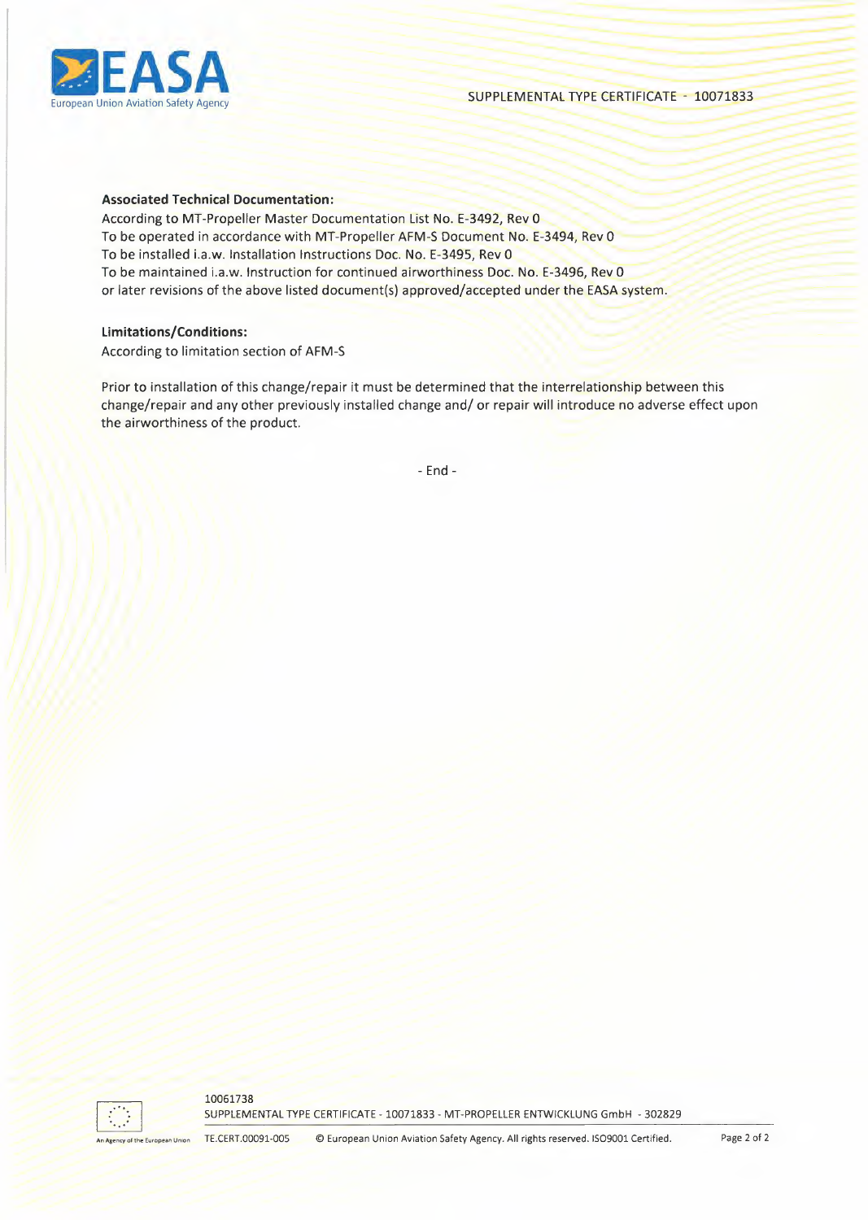**Associated Technical Documentation:**

According to MT-Propeller Master Documentation List No. E-3492, Rev 0
To be operated in accordance with MT-Propeller AFM-S Document No. E-3494, Rev 0
To be installed i.a.w. Installation Instructions Doc. No. E-3495, Rev 0
To be maintained i.a.w. Instruction for continued airworthiness Doc. No. E-3496, Rev 0
or later revisions of the above listed document(s) approved/accepted under the EASA system.

**Limitations/Conditions:**

According to limitation section of AFM-S

Prior to installation of this change/repair it must be determined that the interrelationship between this change/repair and any other previously installed change and/ or repair will introduce no adverse effect upon the airworthiness of the product.

- End -